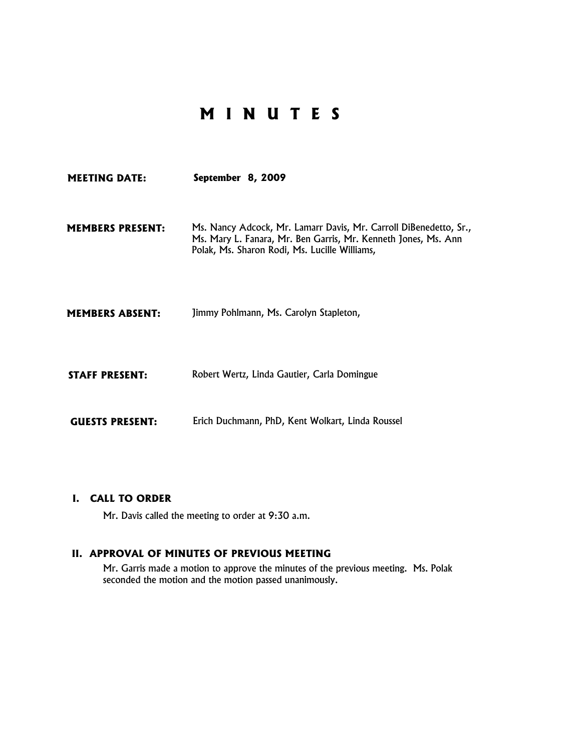# M I N U T E S

**MEETING DATE:** **September 8, 2009**

**MEMBERS PRESENT:** Ms. Nancy Adcock, Mr. Lamarr Davis, Mr. Carroll DiBenedetto, Sr., Ms. Mary L. Fanara, Mr. Ben Garris, Mr. Kenneth Jones, Ms. Ann Polak, Ms. Sharon Rodi, Ms. Lucille Williams,

**MEMBERS ABSENT:** Jimmy Pohlmann, Ms. Carolyn Stapleton,

**STAFF PRESENT:** Robert Wertz, Linda Gautier, Carla Domingue

**GUESTS PRESENT:** Erich Duchmann, PhD, Kent Wolkart, Linda Roussel

## I. CALL TO ORDER

Mr. Davis called the meeting to order at 9:30 a.m.

## II. APPROVAL OF MINUTES OF PREVIOUS MEETING

Mr. Garris made a motion to approve the minutes of the previous meeting. Ms. Polak seconded the motion and the motion passed unanimously.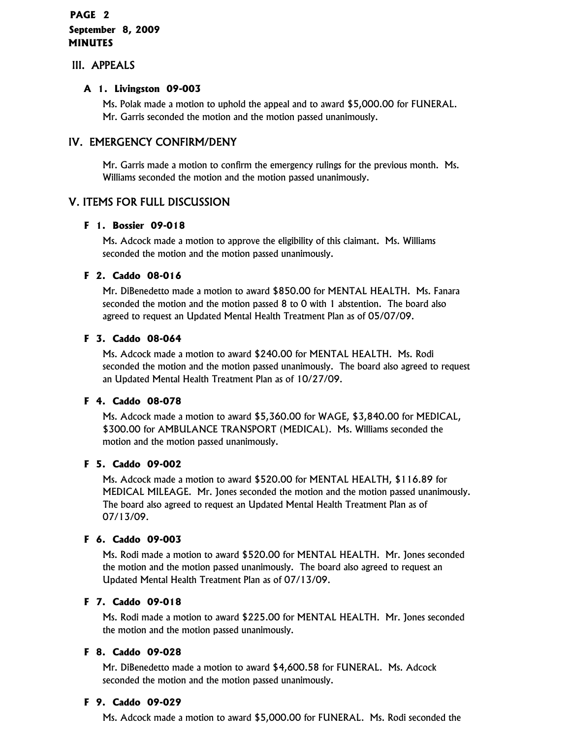## III. APPEALS

### A 1. Livingston 09-003

Ms. Polak made a motion to uphold the appeal and to award $5,000.00 for FUNERAL. Mr. Garris seconded the motion and the motion passed unanimously.

## IV. EMERGENCY CONFIRM/DENY

Mr. Garris made a motion to confirm the emergency rulings for the previous month. Ms. Williams seconded the motion and the motion passed unanimously.

## V. ITEMS FOR FULL DISCUSSION

### F 1. Bossier 09-018

Ms. Adcock made a motion to approve the eligibility of this claimant. Ms. Williams seconded the motion and the motion passed unanimously.

### F 2. Caddo 08-016

Mr. DiBenedetto made a motion to award $850.00 for MENTAL HEALTH. Ms. Fanara seconded the motion and the motion passed 8 to 0 with 1 abstention. The board also agreed to request an Updated Mental Health Treatment Plan as of 05/07/09.

### F 3. Caddo 08-064

Ms. Adcock made a motion to award $240.00 for MENTAL HEALTH. Ms. Rodi seconded the motion and the motion passed unanimously. The board also agreed to request an Updated Mental Health Treatment Plan as of 10/27/09.

### F 4. Caddo 08-078

Ms. Adcock made a motion to award $5,360.00 for WAGE, $3,840.00 for MEDICAL, $300.00 for AMBULANCE TRANSPORT (MEDICAL). Ms. Williams seconded the motion and the motion passed unanimously.

### F 5. Caddo 09-002

Ms. Adcock made a motion to award $520.00 for MENTAL HEALTH, $116.89 for MEDICAL MILEAGE. Mr. Jones seconded the motion and the motion passed unanimously. The board also agreed to request an Updated Mental Health Treatment Plan as of 07/13/09.

### F 6. Caddo 09-003

Ms. Rodi made a motion to award $520.00 for MENTAL HEALTH. Mr. Jones seconded the motion and the motion passed unanimously. The board also agreed to request an Updated Mental Health Treatment Plan as of 07/13/09.

### F 7. Caddo 09-018

Ms. Rodi made a motion to award $225.00 for MENTAL HEALTH. Mr. Jones seconded the motion and the motion passed unanimously.

### F 8. Caddo 09-028

Mr. DiBenedetto made a motion to award $4,600.58 for FUNERAL. Ms. Adcock seconded the motion and the motion passed unanimously.

### F 9. Caddo 09-029

Ms. Adcock made a motion to award $5,000.00 for FUNERAL. Ms. Rodi seconded the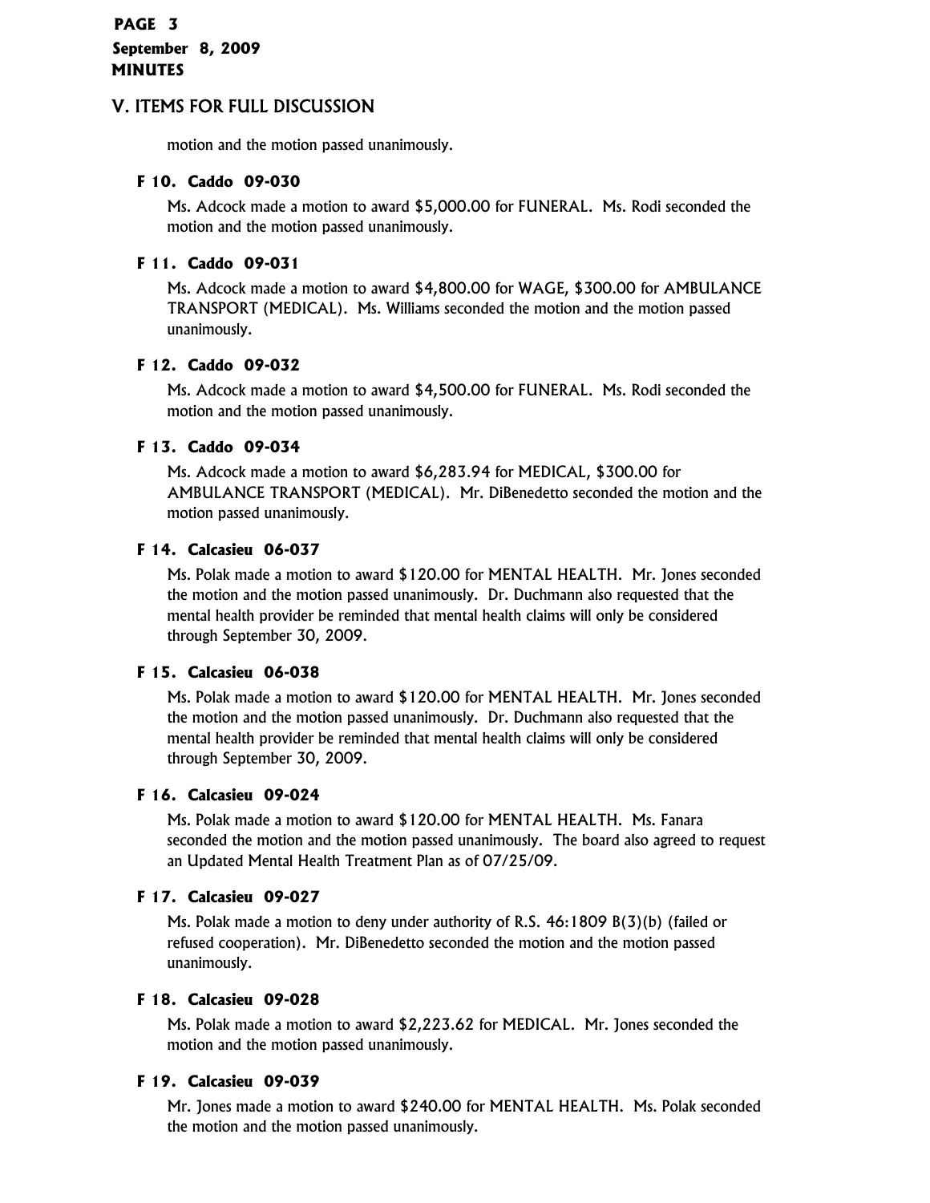## V. ITEMS FOR FULL DISCUSSION

motion and the motion passed unanimously.

### F 10. Caddo 09-030

Ms. Adcock made a motion to award $5,000.00 for FUNERAL. Ms. Rodi seconded the motion and the motion passed unanimously.

### F 11. Caddo 09-031

Ms. Adcock made a motion to award $4,800.00 for WAGE, $300.00 for AMBULANCE TRANSPORT (MEDICAL). Ms. Williams seconded the motion and the motion passed unanimously.

### F 12. Caddo 09-032

Ms. Adcock made a motion to award $4,500.00 for FUNERAL. Ms. Rodi seconded the motion and the motion passed unanimously.

### F 13. Caddo 09-034

Ms. Adcock made a motion to award $6,283.94 for MEDICAL, $300.00 for AMBULANCE TRANSPORT (MEDICAL). Mr. DiBenedetto seconded the motion and the motion passed unanimously.

### F 14. Calcasieu 06-037

Ms. Polak made a motion to award $120.00 for MENTAL HEALTH. Mr. Jones seconded the motion and the motion passed unanimously. Dr. Duchmann also requested that the mental health provider be reminded that mental health claims will only be considered through September 30, 2009.

### F 15. Calcasieu 06-038

Ms. Polak made a motion to award $120.00 for MENTAL HEALTH. Mr. Jones seconded the motion and the motion passed unanimously. Dr. Duchmann also requested that the mental health provider be reminded that mental health claims will only be considered through September 30, 2009.

### F 16. Calcasieu 09-024

Ms. Polak made a motion to award $120.00 for MENTAL HEALTH. Ms. Fanara seconded the motion and the motion passed unanimously. The board also agreed to request an Updated Mental Health Treatment Plan as of 07/25/09.

### F 17. Calcasieu 09-027

Ms. Polak made a motion to deny under authority of R.S. 46:1809 B(3)(b) (failed or refused cooperation). Mr. DiBenedetto seconded the motion and the motion passed unanimously.

### F 18. Calcasieu 09-028

Ms. Polak made a motion to award $2,223.62 for MEDICAL. Mr. Jones seconded the motion and the motion passed unanimously.

### F 19. Calcasieu 09-039

Mr. Jones made a motion to award $240.00 for MENTAL HEALTH. Ms. Polak seconded the motion and the motion passed unanimously.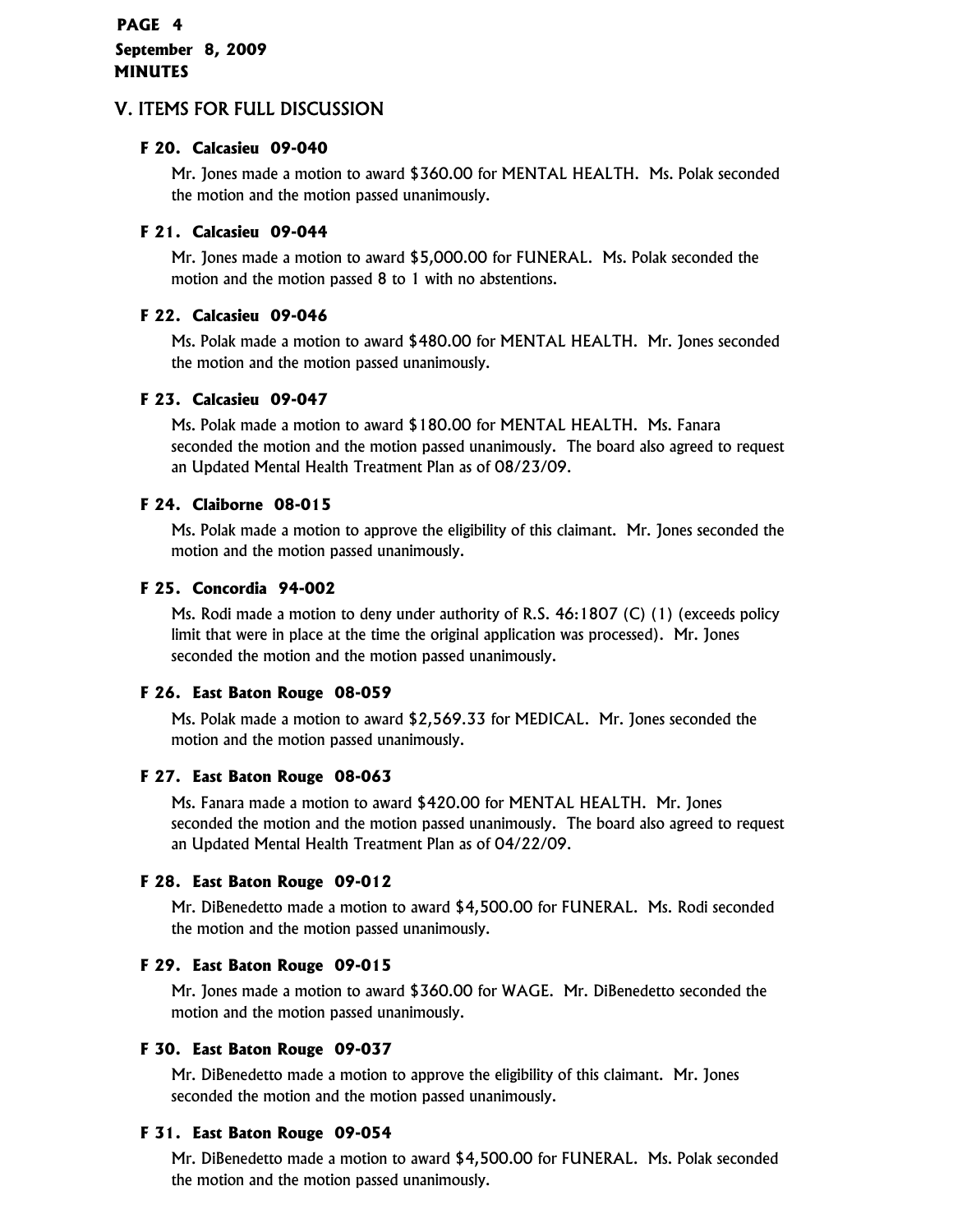## V. ITEMS FOR FULL DISCUSSION

### F 20. Calcasieu 09-040

Mr. Jones made a motion to award $360.00 for MENTAL HEALTH. Ms. Polak seconded the motion and the motion passed unanimously.

### F 21. Calcasieu 09-044

Mr. Jones made a motion to award $5,000.00 for FUNERAL. Ms. Polak seconded the motion and the motion passed 8 to 1 with no abstentions.

### F 22. Calcasieu 09-046

Ms. Polak made a motion to award $480.00 for MENTAL HEALTH. Mr. Jones seconded the motion and the motion passed unanimously.

### F 23. Calcasieu 09-047

Ms. Polak made a motion to award $180.00 for MENTAL HEALTH. Ms. Fanara seconded the motion and the motion passed unanimously. The board also agreed to request an Updated Mental Health Treatment Plan as of 08/23/09.

### F 24. Claiborne 08-015

Ms. Polak made a motion to approve the eligibility of this claimant. Mr. Jones seconded the motion and the motion passed unanimously.

### F 25. Concordia 94-002

Ms. Rodi made a motion to deny under authority of R.S. 46:1807 (C) (1) (exceeds policy limit that were in place at the time the original application was processed). Mr. Jones seconded the motion and the motion passed unanimously.

### F 26. East Baton Rouge 08-059

Ms. Polak made a motion to award $2,569.33 for MEDICAL. Mr. Jones seconded the motion and the motion passed unanimously.

### F 27. East Baton Rouge 08-063

Ms. Fanara made a motion to award $420.00 for MENTAL HEALTH. Mr. Jones seconded the motion and the motion passed unanimously. The board also agreed to request an Updated Mental Health Treatment Plan as of 04/22/09.

### F 28. East Baton Rouge 09-012

Mr. DiBenedetto made a motion to award $4,500.00 for FUNERAL. Ms. Rodi seconded the motion and the motion passed unanimously.

### F 29. East Baton Rouge 09-015

Mr. Jones made a motion to award $360.00 for WAGE. Mr. DiBenedetto seconded the motion and the motion passed unanimously.

### F 30. East Baton Rouge 09-037

Mr. DiBenedetto made a motion to approve the eligibility of this claimant. Mr. Jones seconded the motion and the motion passed unanimously.

### F 31. East Baton Rouge 09-054

Mr. DiBenedetto made a motion to award $4,500.00 for FUNERAL. Ms. Polak seconded the motion and the motion passed unanimously.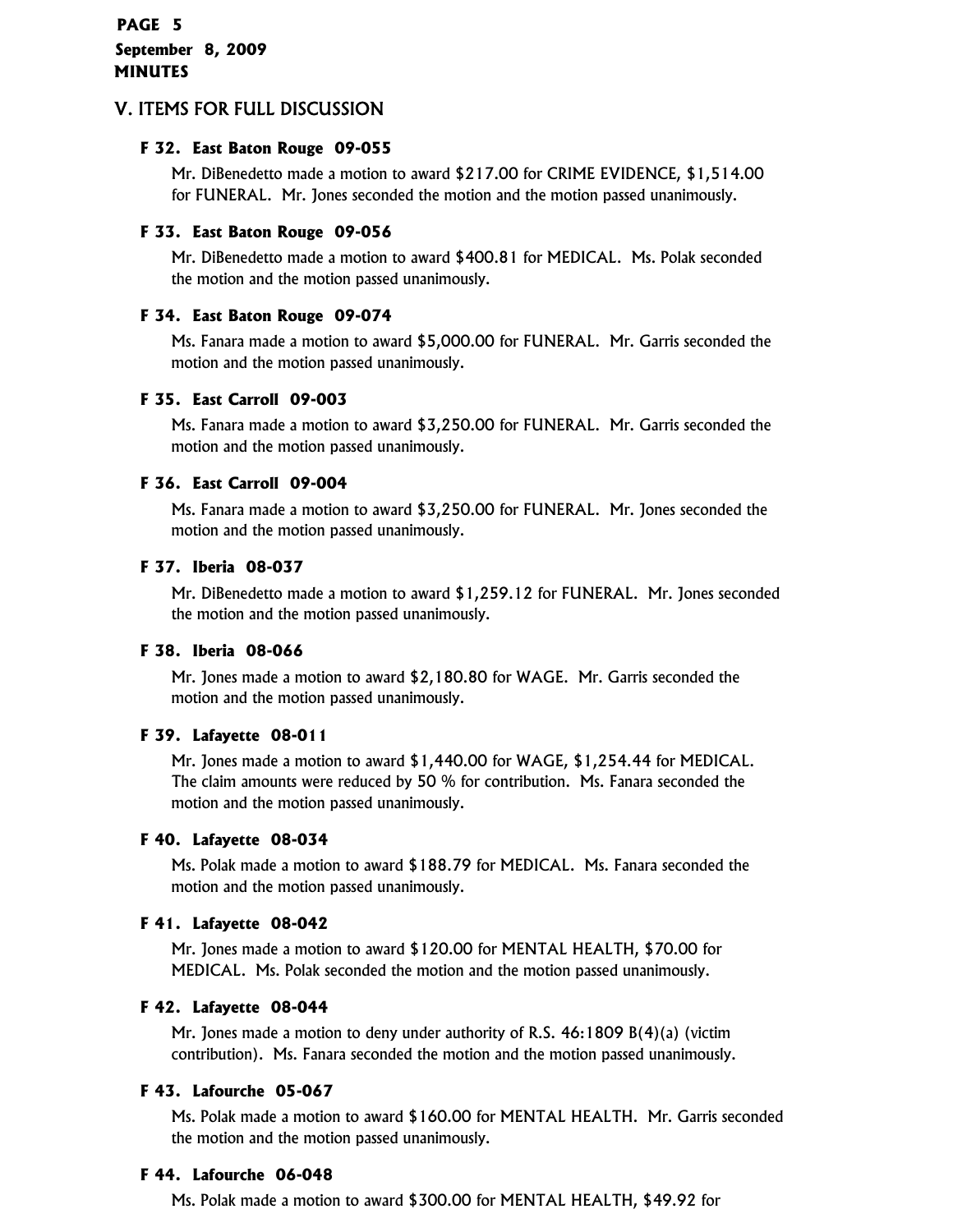## V. ITEMS FOR FULL DISCUSSION

### F 32. East Baton Rouge 09-055

Mr. DiBenedetto made a motion to award $217.00 for CRIME EVIDENCE, $1,514.00 for FUNERAL. Mr. Jones seconded the motion and the motion passed unanimously.

### F 33. East Baton Rouge 09-056

Mr. DiBenedetto made a motion to award $400.81 for MEDICAL. Ms. Polak seconded the motion and the motion passed unanimously.

### F 34. East Baton Rouge 09-074

Ms. Fanara made a motion to award $5,000.00 for FUNERAL. Mr. Garris seconded the motion and the motion passed unanimously.

### F 35. East Carroll 09-003

Ms. Fanara made a motion to award $3,250.00 for FUNERAL. Mr. Garris seconded the motion and the motion passed unanimously.

### F 36. East Carroll 09-004

Ms. Fanara made a motion to award $3,250.00 for FUNERAL. Mr. Jones seconded the motion and the motion passed unanimously.

### F 37. Iberia 08-037

Mr. DiBenedetto made a motion to award $1,259.12 for FUNERAL. Mr. Jones seconded the motion and the motion passed unanimously.

### F 38. Iberia 08-066

Mr. Jones made a motion to award $2,180.80 for WAGE. Mr. Garris seconded the motion and the motion passed unanimously.

### F 39. Lafayette 08-011

Mr. Jones made a motion to award $1,440.00 for WAGE, $1,254.44 for MEDICAL. The claim amounts were reduced by 50 % for contribution. Ms. Fanara seconded the motion and the motion passed unanimously.

### F 40. Lafayette 08-034

Ms. Polak made a motion to award $188.79 for MEDICAL. Ms. Fanara seconded the motion and the motion passed unanimously.

### F 41. Lafayette 08-042

Mr. Jones made a motion to award $120.00 for MENTAL HEALTH, $70.00 for MEDICAL. Ms. Polak seconded the motion and the motion passed unanimously.

### F 42. Lafayette 08-044

Mr. Jones made a motion to deny under authority of R.S. 46:1809 B(4)(a) (victim contribution). Ms. Fanara seconded the motion and the motion passed unanimously.

### F 43. Lafourche 05-067

Ms. Polak made a motion to award $160.00 for MENTAL HEALTH. Mr. Garris seconded the motion and the motion passed unanimously.

### F 44. Lafourche 06-048

Ms. Polak made a motion to award $300.00 for MENTAL HEALTH, $49.92 for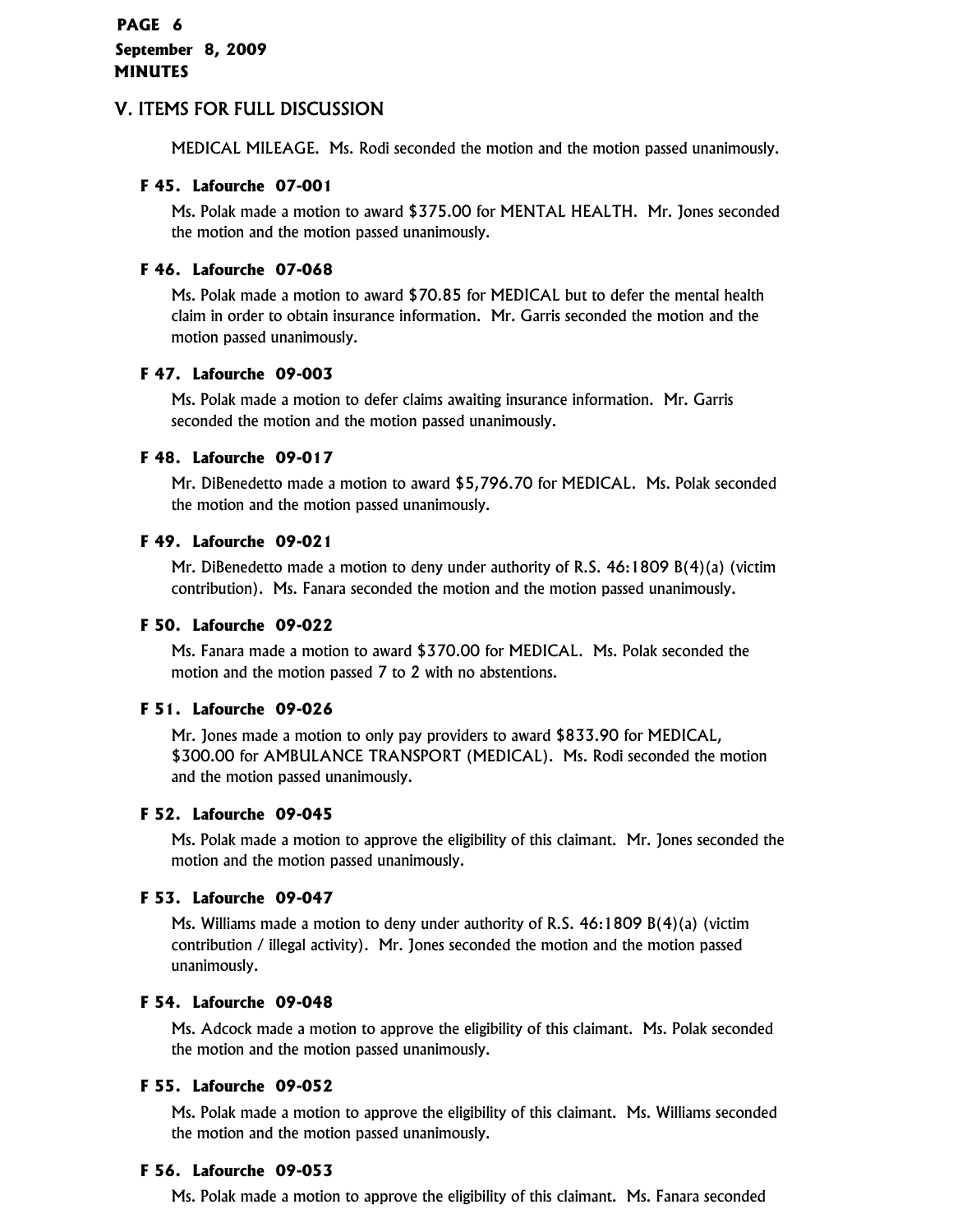## V. ITEMS FOR FULL DISCUSSION

MEDICAL MILEAGE. Ms. Rodi seconded the motion and the motion passed unanimously.

**F 45. Lafourche 07-001**

Ms. Polak made a motion to award $375.00 for MENTAL HEALTH. Mr. Jones seconded the motion and the motion passed unanimously.

**F 46. Lafourche 07-068**

Ms. Polak made a motion to award $70.85 for MEDICAL but to defer the mental health claim in order to obtain insurance information. Mr. Garris seconded the motion and the motion passed unanimously.

**F 47. Lafourche 09-003**

Ms. Polak made a motion to defer claims awaiting insurance information. Mr. Garris seconded the motion and the motion passed unanimously.

**F 48. Lafourche 09-017**

Mr. DiBenedetto made a motion to award $5,796.70 for MEDICAL. Ms. Polak seconded the motion and the motion passed unanimously.

**F 49. Lafourche 09-021**

Mr. DiBenedetto made a motion to deny under authority of R.S. 46:1809 B(4)(a) (victim contribution). Ms. Fanara seconded the motion and the motion passed unanimously.

**F 50. Lafourche 09-022**

Ms. Fanara made a motion to award $370.00 for MEDICAL. Ms. Polak seconded the motion and the motion passed 7 to 2 with no abstentions.

**F 51. Lafourche 09-026**

Mr. Jones made a motion to only pay providers to award $833.90 for MEDICAL, $300.00 for AMBULANCE TRANSPORT (MEDICAL). Ms. Rodi seconded the motion and the motion passed unanimously.

**F 52. Lafourche 09-045**

Ms. Polak made a motion to approve the eligibility of this claimant. Mr. Jones seconded the motion and the motion passed unanimously.

**F 53. Lafourche 09-047**

Ms. Williams made a motion to deny under authority of R.S. 46:1809 B(4)(a) (victim contribution / illegal activity). Mr. Jones seconded the motion and the motion passed unanimously.

**F 54. Lafourche 09-048**

Ms. Adcock made a motion to approve the eligibility of this claimant. Ms. Polak seconded the motion and the motion passed unanimously.

**F 55. Lafourche 09-052**

Ms. Polak made a motion to approve the eligibility of this claimant. Ms. Williams seconded the motion and the motion passed unanimously.

**F 56. Lafourche 09-053**

Ms. Polak made a motion to approve the eligibility of this claimant. Ms. Fanara seconded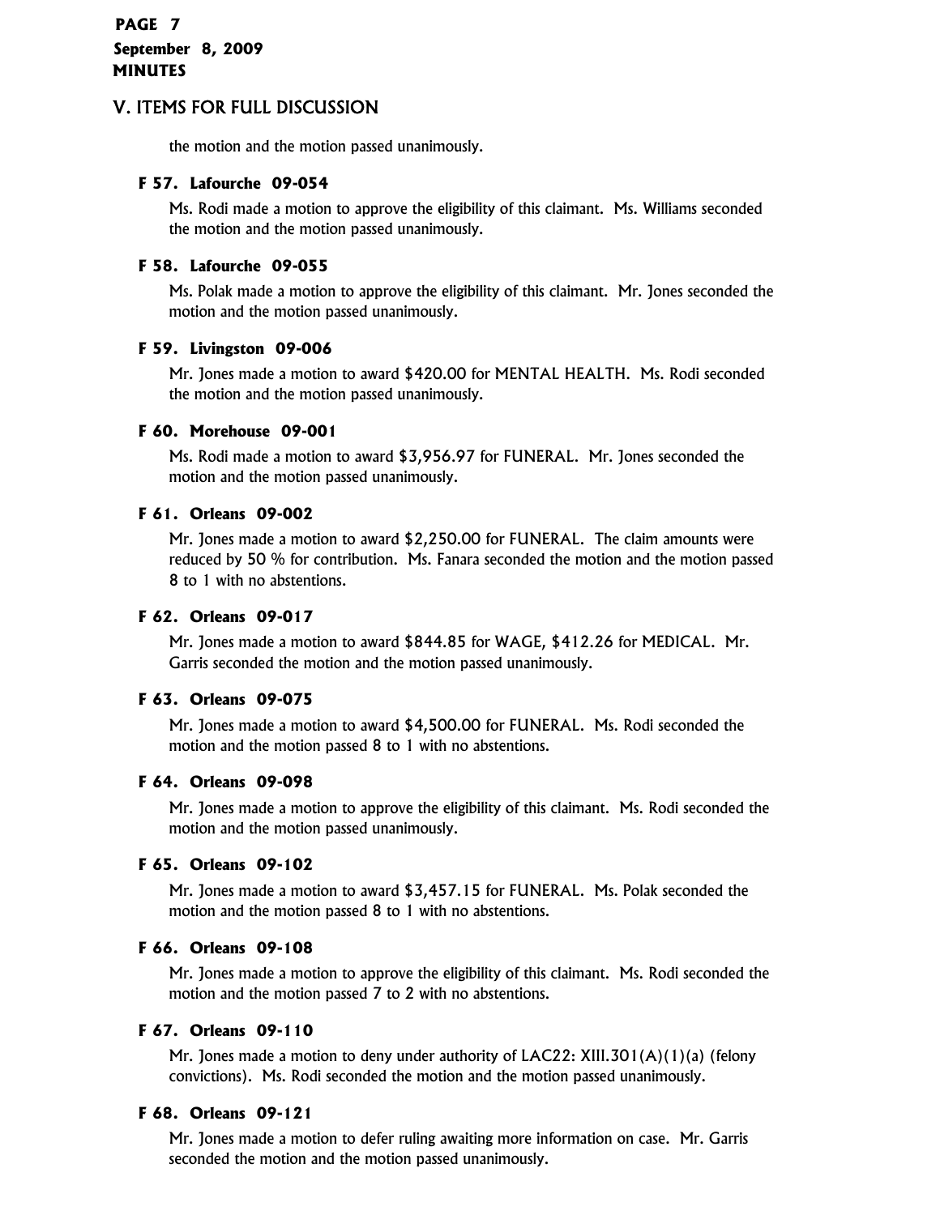## V. ITEMS FOR FULL DISCUSSION

the motion and the motion passed unanimously.

**F 57. Lafourche 09-054**

Ms. Rodi made a motion to approve the eligibility of this claimant. Ms. Williams seconded the motion and the motion passed unanimously.

**F 58. Lafourche 09-055**

Ms. Polak made a motion to approve the eligibility of this claimant. Mr. Jones seconded the motion and the motion passed unanimously.

**F 59. Livingston 09-006**

Mr. Jones made a motion to award $420.00 for MENTAL HEALTH. Ms. Rodi seconded the motion and the motion passed unanimously.

**F 60. Morehouse 09-001**

Ms. Rodi made a motion to award $3,956.97 for FUNERAL. Mr. Jones seconded the motion and the motion passed unanimously.

**F 61. Orleans 09-002**

Mr. Jones made a motion to award $2,250.00 for FUNERAL. The claim amounts were reduced by 50 % for contribution. Ms. Fanara seconded the motion and the motion passed 8 to 1 with no abstentions.

**F 62. Orleans 09-017**

Mr. Jones made a motion to award $844.85 for WAGE, $412.26 for MEDICAL. Mr. Garris seconded the motion and the motion passed unanimously.

**F 63. Orleans 09-075**

Mr. Jones made a motion to award $4,500.00 for FUNERAL. Ms. Rodi seconded the motion and the motion passed 8 to 1 with no abstentions.

**F 64. Orleans 09-098**

Mr. Jones made a motion to approve the eligibility of this claimant. Ms. Rodi seconded the motion and the motion passed unanimously.

**F 65. Orleans 09-102**

Mr. Jones made a motion to award $3,457.15 for FUNERAL. Ms. Polak seconded the motion and the motion passed 8 to 1 with no abstentions.

**F 66. Orleans 09-108**

Mr. Jones made a motion to approve the eligibility of this claimant. Ms. Rodi seconded the motion and the motion passed 7 to 2 with no abstentions.

**F 67. Orleans 09-110**

Mr. Jones made a motion to deny under authority of LAC22: XIII.301(A)(1)(a) (felony convictions). Ms. Rodi seconded the motion and the motion passed unanimously.

**F 68. Orleans 09-121**

Mr. Jones made a motion to defer ruling awaiting more information on case. Mr. Garris seconded the motion and the motion passed unanimously.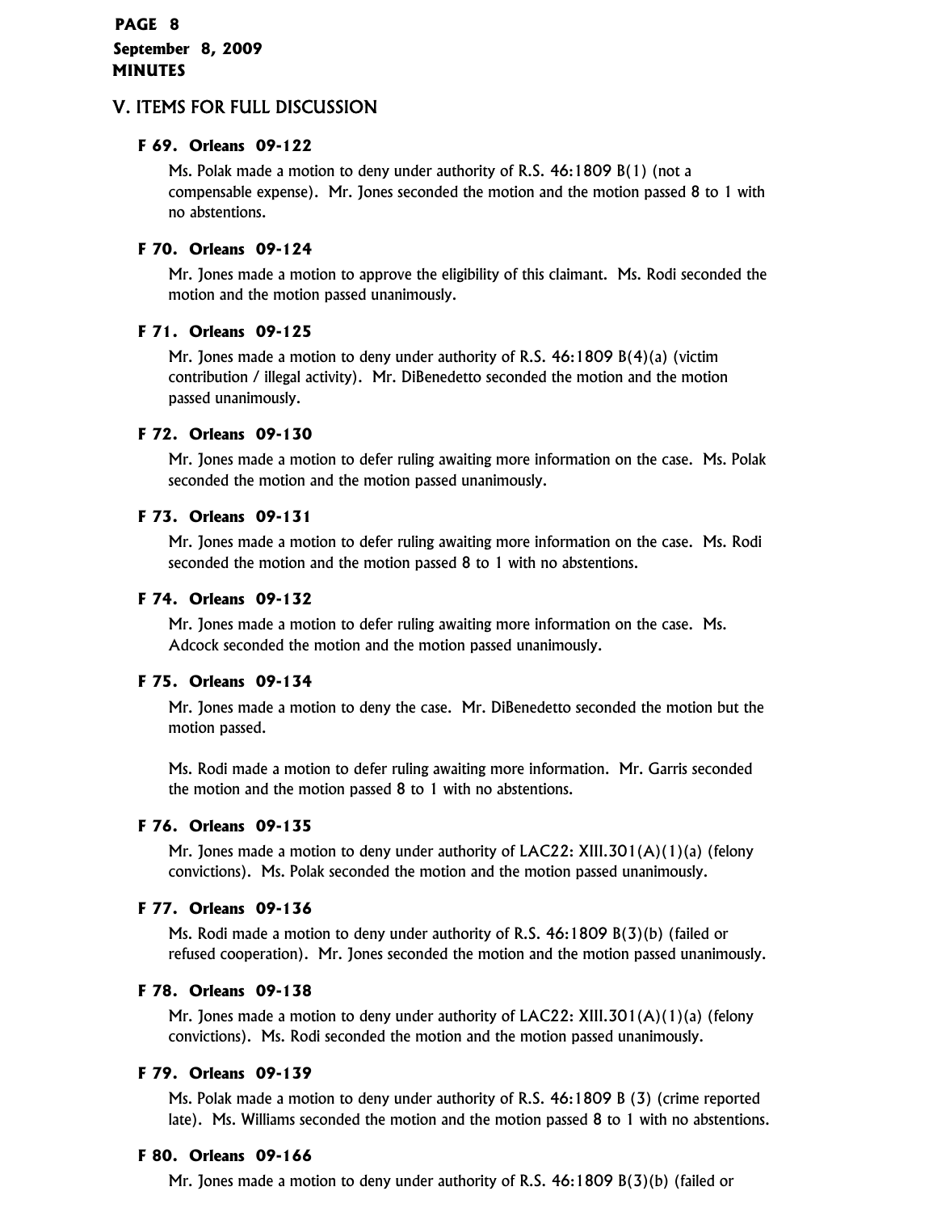## V. ITEMS FOR FULL DISCUSSION

### F 69. Orleans 09-122

Ms. Polak made a motion to deny under authority of R.S. 46:1809 B(1) (not a compensable expense). Mr. Jones seconded the motion and the motion passed 8 to 1 with no abstentions.

### F 70. Orleans 09-124

Mr. Jones made a motion to approve the eligibility of this claimant. Ms. Rodi seconded the motion and the motion passed unanimously.

### F 71. Orleans 09-125

Mr. Jones made a motion to deny under authority of R.S. 46:1809 B(4)(a) (victim contribution / illegal activity). Mr. DiBenedetto seconded the motion and the motion passed unanimously.

### F 72. Orleans 09-130

Mr. Jones made a motion to defer ruling awaiting more information on the case. Ms. Polak seconded the motion and the motion passed unanimously.

### F 73. Orleans 09-131

Mr. Jones made a motion to defer ruling awaiting more information on the case. Ms. Rodi seconded the motion and the motion passed 8 to 1 with no abstentions.

### F 74. Orleans 09-132

Mr. Jones made a motion to defer ruling awaiting more information on the case. Ms. Adcock seconded the motion and the motion passed unanimously.

### F 75. Orleans 09-134

Mr. Jones made a motion to deny the case. Mr. DiBenedetto seconded the motion but the motion passed.

Ms. Rodi made a motion to defer ruling awaiting more information. Mr. Garris seconded the motion and the motion passed 8 to 1 with no abstentions.

### F 76. Orleans 09-135

Mr. Jones made a motion to deny under authority of LAC22: XIII.301(A)(1)(a) (felony convictions). Ms. Polak seconded the motion and the motion passed unanimously.

### F 77. Orleans 09-136

Ms. Rodi made a motion to deny under authority of R.S. 46:1809 B(3)(b) (failed or refused cooperation). Mr. Jones seconded the motion and the motion passed unanimously.

### F 78. Orleans 09-138

Mr. Jones made a motion to deny under authority of LAC22: XIII.301(A)(1)(a) (felony convictions). Ms. Rodi seconded the motion and the motion passed unanimously.

### F 79. Orleans 09-139

Ms. Polak made a motion to deny under authority of R.S. 46:1809 B (3) (crime reported late). Ms. Williams seconded the motion and the motion passed 8 to 1 with no abstentions.

### F 80. Orleans 09-166

Mr. Jones made a motion to deny under authority of R.S. 46:1809 B(3)(b) (failed or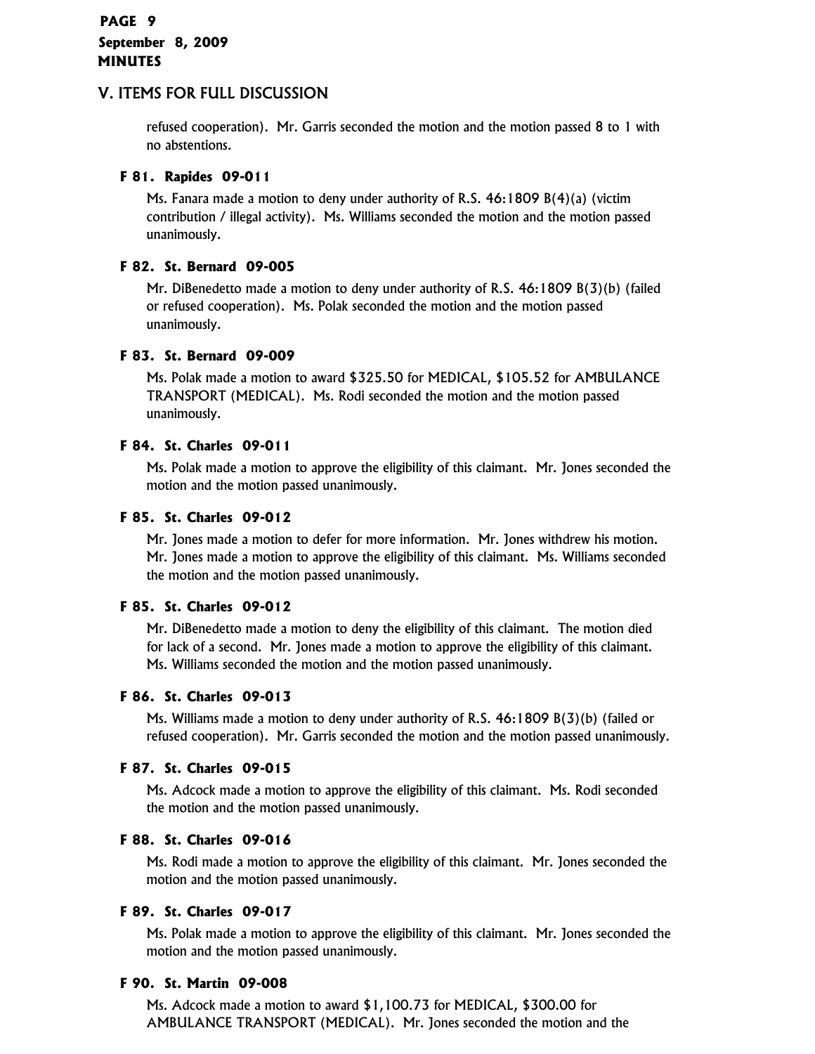## V. ITEMS FOR FULL DISCUSSION

refused cooperation). Mr. Garris seconded the motion and the motion passed 8 to 1 with no abstentions.

### F 81. Rapides 09-011

Ms. Fanara made a motion to deny under authority of R.S. 46:1809 B(4)(a) (victim contribution / illegal activity). Ms. Williams seconded the motion and the motion passed unanimously.

### F 82. St. Bernard 09-005

Mr. DiBenedetto made a motion to deny under authority of R.S. 46:1809 B(3)(b) (failed or refused cooperation). Ms. Polak seconded the motion and the motion passed unanimously.

### F 83. St. Bernard 09-009

Ms. Polak made a motion to award $325.50 for MEDICAL, $105.52 for AMBULANCE TRANSPORT (MEDICAL). Ms. Rodi seconded the motion and the motion passed unanimously.

### F 84. St. Charles 09-011

Ms. Polak made a motion to approve the eligibility of this claimant. Mr. Jones seconded the motion and the motion passed unanimously.

### F 85. St. Charles 09-012

Mr. Jones made a motion to defer for more information. Mr. Jones withdrew his motion. Mr. Jones made a motion to approve the eligibility of this claimant. Ms. Williams seconded the motion and the motion passed unanimously.

### F 85. St. Charles 09-012

Mr. DiBenedetto made a motion to deny the eligibility of this claimant. The motion died for lack of a second. Mr. Jones made a motion to approve the eligibility of this claimant. Ms. Williams seconded the motion and the motion passed unanimously.

### F 86. St. Charles 09-013

Ms. Williams made a motion to deny under authority of R.S. 46:1809 B(3)(b) (failed or refused cooperation). Mr. Garris seconded the motion and the motion passed unanimously.

### F 87. St. Charles 09-015

Ms. Adcock made a motion to approve the eligibility of this claimant. Ms. Rodi seconded the motion and the motion passed unanimously.

### F 88. St. Charles 09-016

Ms. Rodi made a motion to approve the eligibility of this claimant. Mr. Jones seconded the motion and the motion passed unanimously.

### F 89. St. Charles 09-017

Ms. Polak made a motion to approve the eligibility of this claimant. Mr. Jones seconded the motion and the motion passed unanimously.

### F 90. St. Martin 09-008

Ms. Adcock made a motion to award $1,100.73 for MEDICAL, $300.00 for AMBULANCE TRANSPORT (MEDICAL). Mr. Jones seconded the motion and the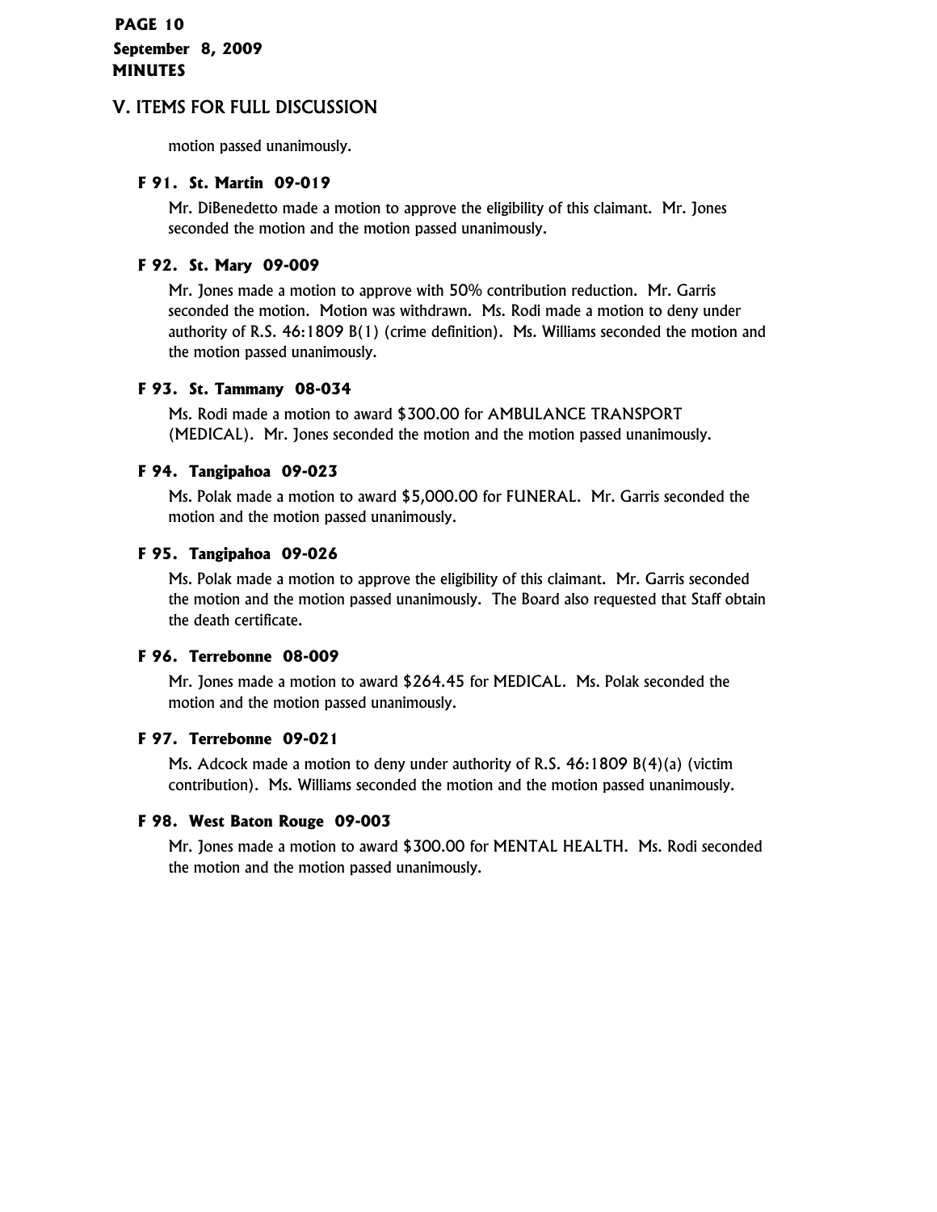## V. ITEMS FOR FULL DISCUSSION

motion passed unanimously.

### F 91. St. Martin 09-019

Mr. DiBenedetto made a motion to approve the eligibility of this claimant. Mr. Jones seconded the motion and the motion passed unanimously.

### F 92. St. Mary 09-009

Mr. Jones made a motion to approve with 50% contribution reduction. Mr. Garris seconded the motion. Motion was withdrawn. Ms. Rodi made a motion to deny under authority of R.S. 46:1809 B(1) (crime definition). Ms. Williams seconded the motion and the motion passed unanimously.

### F 93. St. Tammany 08-034

Ms. Rodi made a motion to award $300.00 for AMBULANCE TRANSPORT (MEDICAL). Mr. Jones seconded the motion and the motion passed unanimously.

### F 94. Tangipahoa 09-023

Ms. Polak made a motion to award $5,000.00 for FUNERAL. Mr. Garris seconded the motion and the motion passed unanimously.

### F 95. Tangipahoa 09-026

Ms. Polak made a motion to approve the eligibility of this claimant. Mr. Garris seconded the motion and the motion passed unanimously. The Board also requested that Staff obtain the death certificate.

### F 96. Terrebonne 08-009

Mr. Jones made a motion to award $264.45 for MEDICAL. Ms. Polak seconded the motion and the motion passed unanimously.

### F 97. Terrebonne 09-021

Ms. Adcock made a motion to deny under authority of R.S. 46:1809 B(4)(a) (victim contribution). Ms. Williams seconded the motion and the motion passed unanimously.

### F 98. West Baton Rouge 09-003

Mr. Jones made a motion to award $300.00 for MENTAL HEALTH. Ms. Rodi seconded the motion and the motion passed unanimously.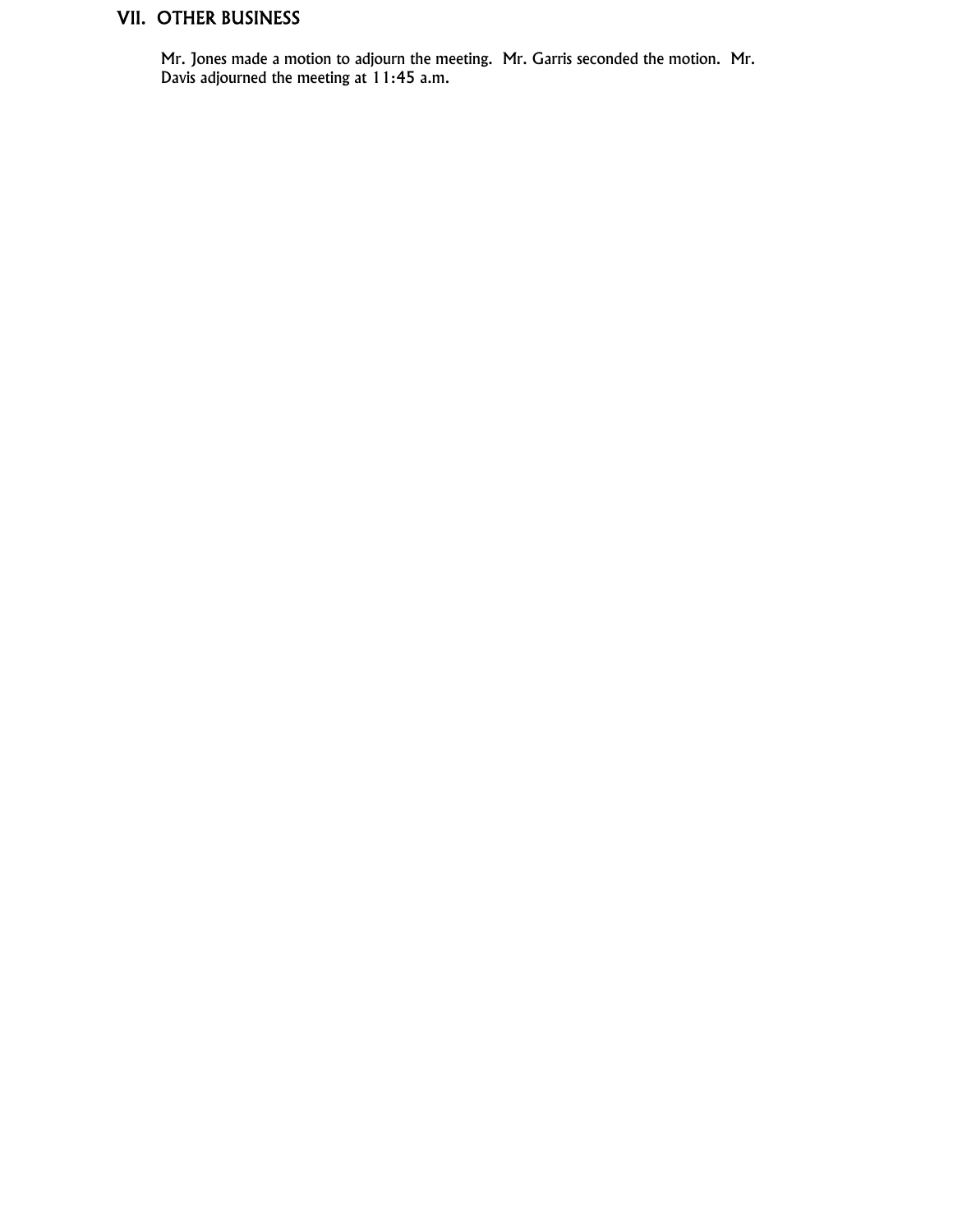## VII. OTHER BUSINESS

Mr. Jones made a motion to adjourn the meeting. Mr. Garris seconded the motion. Mr. Davis adjourned the meeting at 11:45 a.m.